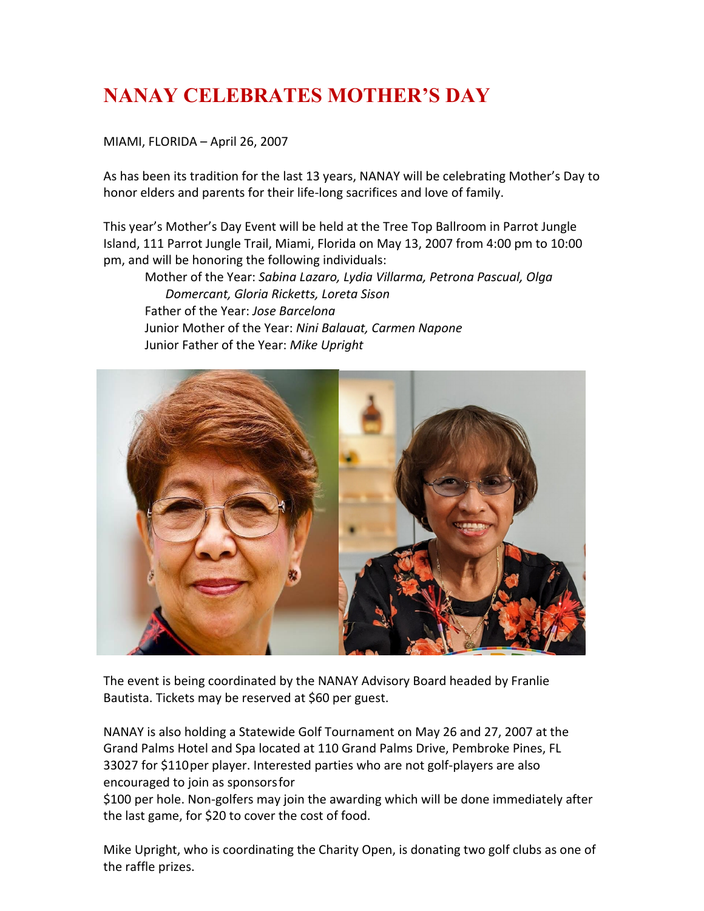# NANAY CELEBRATES MOTHER'S DAY

MIAMI, FLORIDA – April 26, 2007

As has been its tradition for the last 13 years, NANAY will be celebrating Mother's Day to honor elders and parents for their life-long sacrifices and love of family.

This year's Mother's Day Event will be held at the Tree Top Ballroom in Parrot Jungle Island, 111 Parrot Jungle Trail, Miami, Florida on May 13, 2007 from 4:00 pm to 10:00 pm, and will be honoring the following individuals:

- Mother of the Year: *Sabina Lazaro, Lydia Villarma, Petrona Pascual, Olga Domercant, Gloria Ricketts, Loreta Sison*
- Father of the Year: *Jose Barcelona*
- Junior Mother of the Year: *Nini Balauat, Carmen Napone*
- Junior Father of the Year: *Mike Upright*

The event is being coordinated by the NANAY Advisory Board headed by Franlie Bautista. Tickets may be reserved at $60 per guest.

NANAY is also holding a Statewide Golf Tournament on May 26 and 27, 2007 at the Grand Palms Hotel and Spa located at 110 Grand Palms Drive, Pembroke Pines, FL 33027 for $110 per player. Interested parties who are not golf-players are also encouraged to join as sponsors for $100 per hole. Non-golfers may join the awarding which will be done immediately after the last game, for $20 to cover the cost of food.

Mike Upright, who is coordinating the Charity Open, is donating two golf clubs as one of the raffle prizes.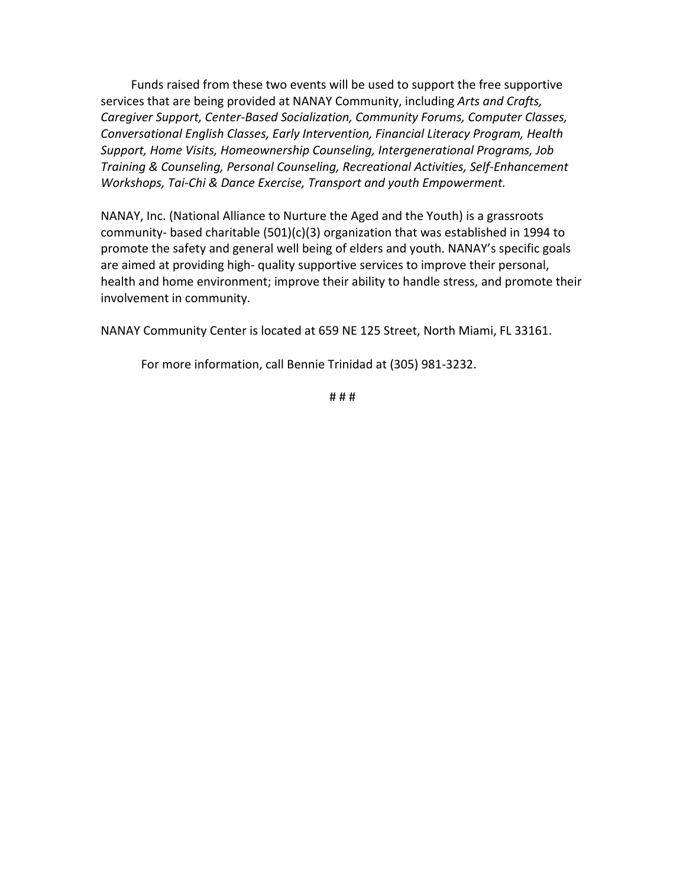Funds raised from these two events will be used to support the free supportive services that are being provided at NANAY Community, including *Arts and Crafts, Caregiver Support, Center-Based Socialization, Community Forums, Computer Classes, Conversational English Classes, Early Intervention, Financial Literacy Program, Health Support, Home Visits, Homeownership Counseling, Intergenerational Programs, Job Training & Counseling, Personal Counseling, Recreational Activities, Self-Enhancement Workshops, Tai-Chi & Dance Exercise, Transport and youth Empowerment.*

NANAY, Inc. (National Alliance to Nurture the Aged and the Youth) is a grassroots community- based charitable (501)(c)(3) organization that was established in 1994 to promote the safety and general well being of elders and youth. NANAY's specific goals are aimed at providing high- quality supportive services to improve their personal, health and home environment; improve their ability to handle stress, and promote their involvement in community.

NANAY Community Center is located at 659 NE 125 Street, North Miami, FL 33161.

For more information, call Bennie Trinidad at (305) 981-3232.

# # #